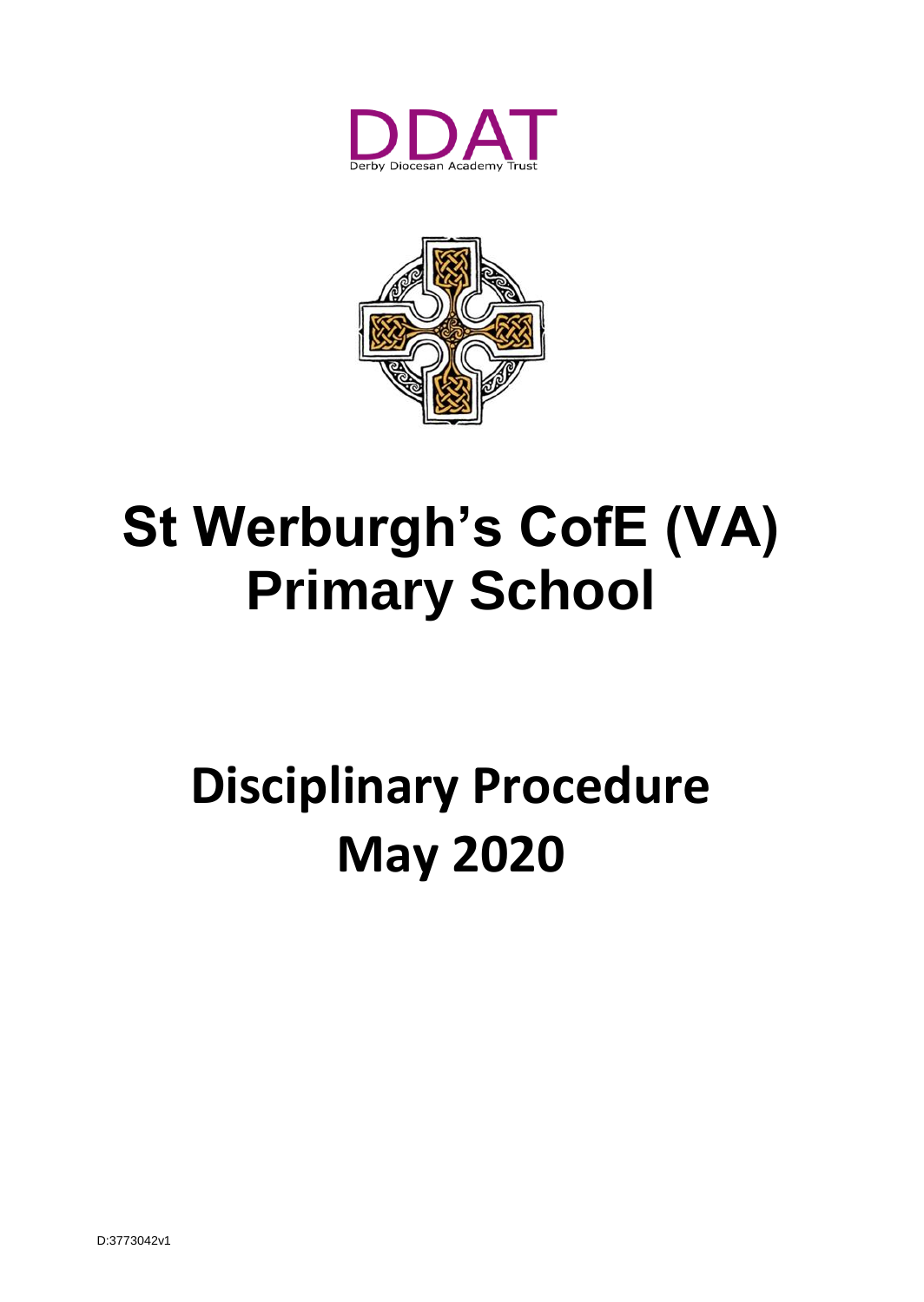DDAT

Derby Diocesan Academy Trust

# St Werburgh's CofE (VA) Primary School

# Disciplinary Procedure May 2020

D:3773042v1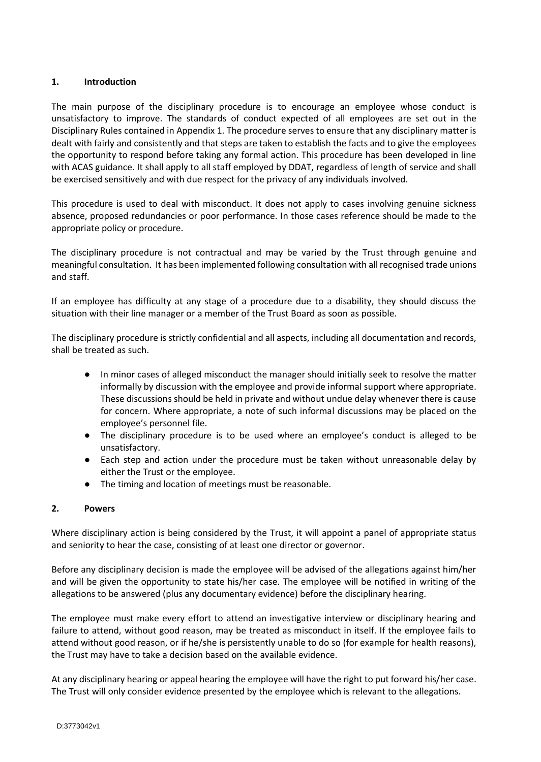## 1. Introduction

The main purpose of the disciplinary procedure is to encourage an employee whose conduct is unsatisfactory to improve. The standards of conduct expected of all employees are set out in the Disciplinary Rules contained in Appendix 1. The procedure serves to ensure that any disciplinary matter is dealt with fairly and consistently and that steps are taken to establish the facts and to give the employees the opportunity to respond before taking any formal action. This procedure has been developed in line with ACAS guidance. It shall apply to all staff employed by DDAT, regardless of length of service and shall be exercised sensitively and with due respect for the privacy of any individuals involved.

This procedure is used to deal with misconduct. It does not apply to cases involving genuine sickness absence, proposed redundancies or poor performance. In those cases reference should be made to the appropriate policy or procedure.

The disciplinary procedure is not contractual and may be varied by the Trust through genuine and meaningful consultation. It has been implemented following consultation with all recognised trade unions and staff.

If an employee has difficulty at any stage of a procedure due to a disability, they should discuss the situation with their line manager or a member of the Trust Board as soon as possible.

The disciplinary procedure is strictly confidential and all aspects, including all documentation and records, shall be treated as such.

- In minor cases of alleged misconduct the manager should initially seek to resolve the matter informally by discussion with the employee and provide informal support where appropriate. These discussions should be held in private and without undue delay whenever there is cause for concern. Where appropriate, a note of such informal discussions may be placed on the employee's personnel file.
- The disciplinary procedure is to be used where an employee's conduct is alleged to be unsatisfactory.
- Each step and action under the procedure must be taken without unreasonable delay by either the Trust or the employee.
- The timing and location of meetings must be reasonable.

## 2. Powers

Where disciplinary action is being considered by the Trust, it will appoint a panel of appropriate status and seniority to hear the case, consisting of at least one director or governor.

Before any disciplinary decision is made the employee will be advised of the allegations against him/her and will be given the opportunity to state his/her case. The employee will be notified in writing of the allegations to be answered (plus any documentary evidence) before the disciplinary hearing.

The employee must make every effort to attend an investigative interview or disciplinary hearing and failure to attend, without good reason, may be treated as misconduct in itself. If the employee fails to attend without good reason, or if he/she is persistently unable to do so (for example for health reasons), the Trust may have to take a decision based on the available evidence.

At any disciplinary hearing or appeal hearing the employee will have the right to put forward his/her case. The Trust will only consider evidence presented by the employee which is relevant to the allegations.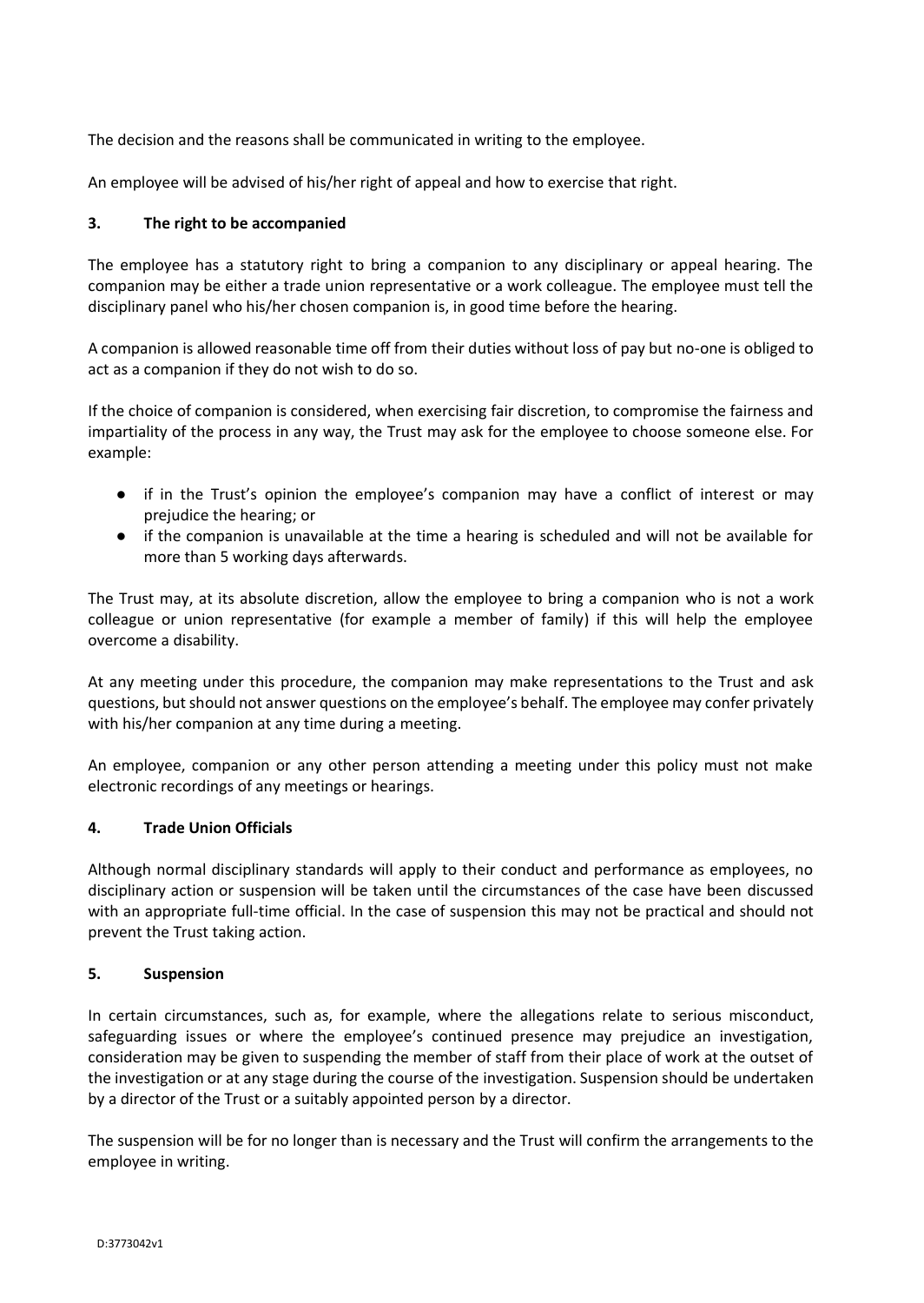The decision and the reasons shall be communicated in writing to the employee.

An employee will be advised of his/her right of appeal and how to exercise that right.

## 3. The right to be accompanied

The employee has a statutory right to bring a companion to any disciplinary or appeal hearing. The companion may be either a trade union representative or a work colleague. The employee must tell the disciplinary panel who his/her chosen companion is, in good time before the hearing.

A companion is allowed reasonable time off from their duties without loss of pay but no-one is obliged to act as a companion if they do not wish to do so.

If the choice of companion is considered, when exercising fair discretion, to compromise the fairness and impartiality of the process in any way, the Trust may ask for the employee to choose someone else. For example:

- if in the Trust's opinion the employee's companion may have a conflict of interest or may prejudice the hearing; or
- if the companion is unavailable at the time a hearing is scheduled and will not be available for more than 5 working days afterwards.

The Trust may, at its absolute discretion, allow the employee to bring a companion who is not a work colleague or union representative (for example a member of family) if this will help the employee overcome a disability.

At any meeting under this procedure, the companion may make representations to the Trust and ask questions, but should not answer questions on the employee's behalf. The employee may confer privately with his/her companion at any time during a meeting.

An employee, companion or any other person attending a meeting under this policy must not make electronic recordings of any meetings or hearings.

## 4. Trade Union Officials

Although normal disciplinary standards will apply to their conduct and performance as employees, no disciplinary action or suspension will be taken until the circumstances of the case have been discussed with an appropriate full-time official. In the case of suspension this may not be practical and should not prevent the Trust taking action.

## 5. Suspension

In certain circumstances, such as, for example, where the allegations relate to serious misconduct, safeguarding issues or where the employee's continued presence may prejudice an investigation, consideration may be given to suspending the member of staff from their place of work at the outset of the investigation or at any stage during the course of the investigation. Suspension should be undertaken by a director of the Trust or a suitably appointed person by a director.

The suspension will be for no longer than is necessary and the Trust will confirm the arrangements to the employee in writing.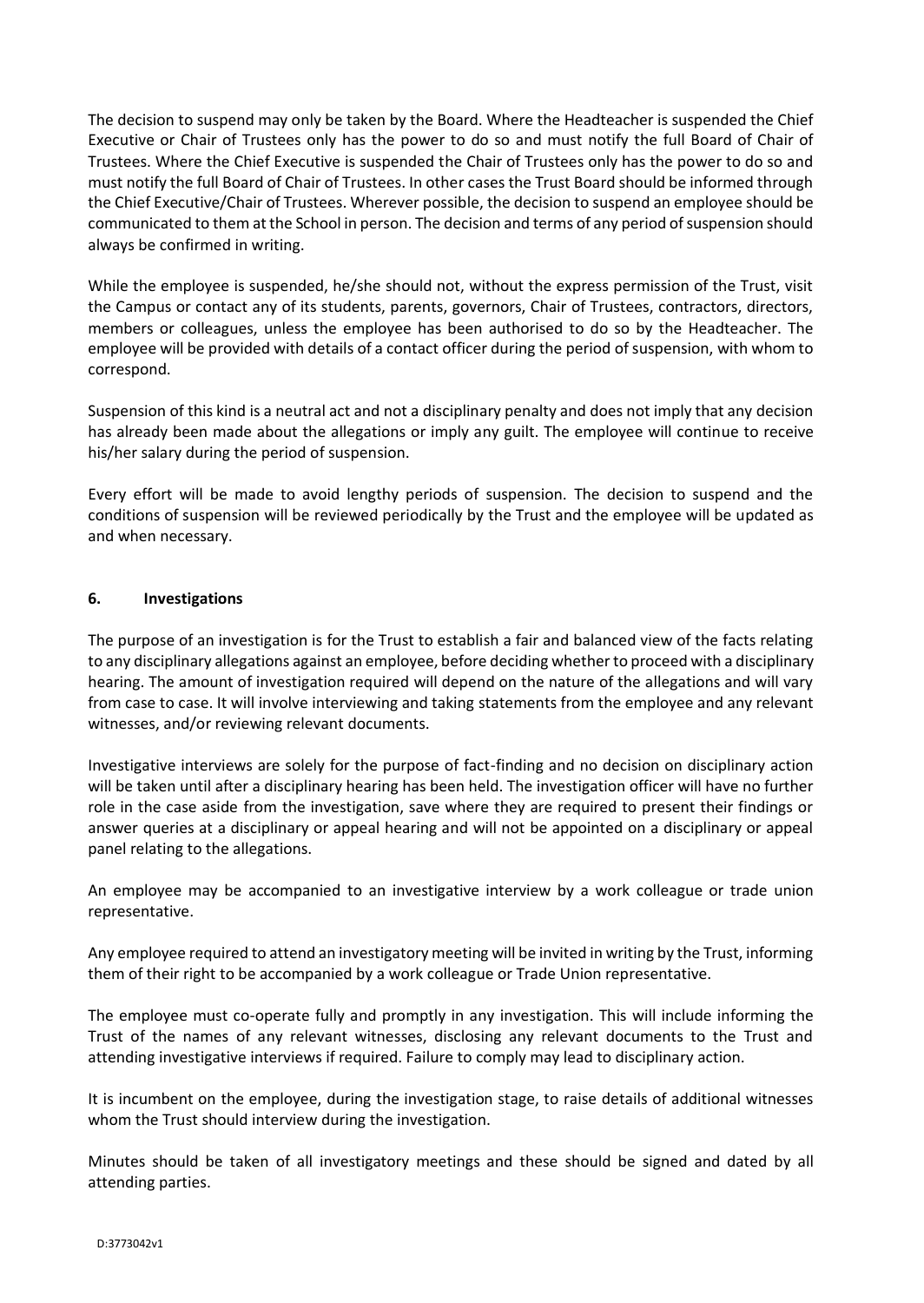The decision to suspend may only be taken by the Board. Where the Headteacher is suspended the Chief Executive or Chair of Trustees only has the power to do so and must notify the full Board of Chair of Trustees. Where the Chief Executive is suspended the Chair of Trustees only has the power to do so and must notify the full Board of Chair of Trustees. In other cases the Trust Board should be informed through the Chief Executive/Chair of Trustees. Wherever possible, the decision to suspend an employee should be communicated to them at the School in person. The decision and terms of any period of suspension should always be confirmed in writing.

While the employee is suspended, he/she should not, without the express permission of the Trust, visit the Campus or contact any of its students, parents, governors, Chair of Trustees, contractors, directors, members or colleagues, unless the employee has been authorised to do so by the Headteacher. The employee will be provided with details of a contact officer during the period of suspension, with whom to correspond.

Suspension of this kind is a neutral act and not a disciplinary penalty and does not imply that any decision has already been made about the allegations or imply any guilt. The employee will continue to receive his/her salary during the period of suspension.

Every effort will be made to avoid lengthy periods of suspension. The decision to suspend and the conditions of suspension will be reviewed periodically by the Trust and the employee will be updated as and when necessary.

## 6. Investigations

The purpose of an investigation is for the Trust to establish a fair and balanced view of the facts relating to any disciplinary allegations against an employee, before deciding whether to proceed with a disciplinary hearing. The amount of investigation required will depend on the nature of the allegations and will vary from case to case. It will involve interviewing and taking statements from the employee and any relevant witnesses, and/or reviewing relevant documents.

Investigative interviews are solely for the purpose of fact-finding and no decision on disciplinary action will be taken until after a disciplinary hearing has been held. The investigation officer will have no further role in the case aside from the investigation, save where they are required to present their findings or answer queries at a disciplinary or appeal hearing and will not be appointed on a disciplinary or appeal panel relating to the allegations.

An employee may be accompanied to an investigative interview by a work colleague or trade union representative.

Any employee required to attend an investigatory meeting will be invited in writing by the Trust, informing them of their right to be accompanied by a work colleague or Trade Union representative.

The employee must co-operate fully and promptly in any investigation. This will include informing the Trust of the names of any relevant witnesses, disclosing any relevant documents to the Trust and attending investigative interviews if required. Failure to comply may lead to disciplinary action.

It is incumbent on the employee, during the investigation stage, to raise details of additional witnesses whom the Trust should interview during the investigation.

Minutes should be taken of all investigatory meetings and these should be signed and dated by all attending parties.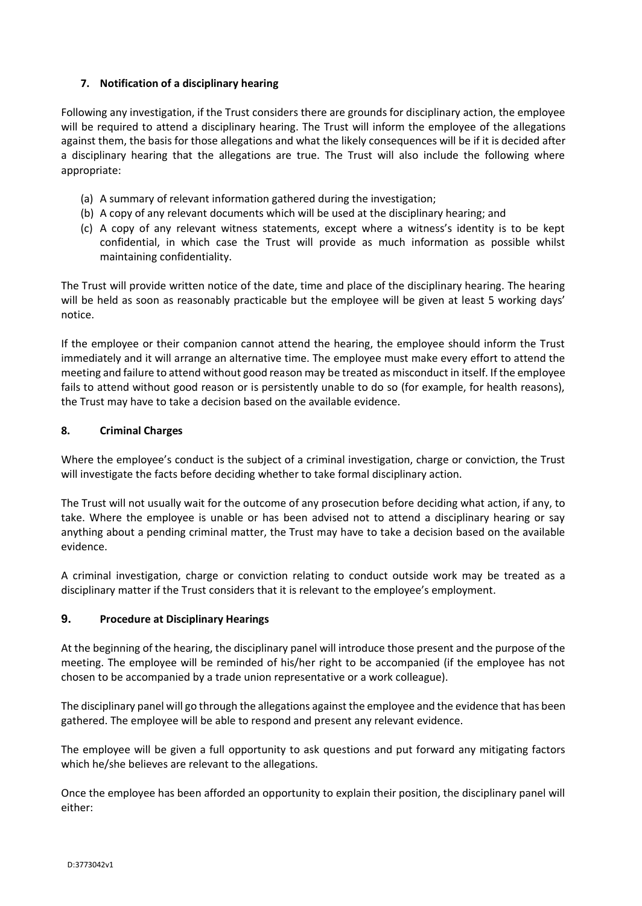## 7. Notification of a disciplinary hearing

Following any investigation, if the Trust considers there are grounds for disciplinary action, the employee will be required to attend a disciplinary hearing. The Trust will inform the employee of the allegations against them, the basis for those allegations and what the likely consequences will be if it is decided after a disciplinary hearing that the allegations are true. The Trust will also include the following where appropriate:

(a) A summary of relevant information gathered during the investigation;
(b) A copy of any relevant documents which will be used at the disciplinary hearing; and
(c) A copy of any relevant witness statements, except where a witness's identity is to be kept confidential, in which case the Trust will provide as much information as possible whilst maintaining confidentiality.

The Trust will provide written notice of the date, time and place of the disciplinary hearing. The hearing will be held as soon as reasonably practicable but the employee will be given at least 5 working days' notice.

If the employee or their companion cannot attend the hearing, the employee should inform the Trust immediately and it will arrange an alternative time. The employee must make every effort to attend the meeting and failure to attend without good reason may be treated as misconduct in itself. If the employee fails to attend without good reason or is persistently unable to do so (for example, for health reasons), the Trust may have to take a decision based on the available evidence.

## 8. Criminal Charges

Where the employee's conduct is the subject of a criminal investigation, charge or conviction, the Trust will investigate the facts before deciding whether to take formal disciplinary action.

The Trust will not usually wait for the outcome of any prosecution before deciding what action, if any, to take. Where the employee is unable or has been advised not to attend a disciplinary hearing or say anything about a pending criminal matter, the Trust may have to take a decision based on the available evidence.

A criminal investigation, charge or conviction relating to conduct outside work may be treated as a disciplinary matter if the Trust considers that it is relevant to the employee's employment.

## 9. Procedure at Disciplinary Hearings

At the beginning of the hearing, the disciplinary panel will introduce those present and the purpose of the meeting. The employee will be reminded of his/her right to be accompanied (if the employee has not chosen to be accompanied by a trade union representative or a work colleague).

The disciplinary panel will go through the allegations against the employee and the evidence that has been gathered. The employee will be able to respond and present any relevant evidence.

The employee will be given a full opportunity to ask questions and put forward any mitigating factors which he/she believes are relevant to the allegations.

Once the employee has been afforded an opportunity to explain their position, the disciplinary panel will either: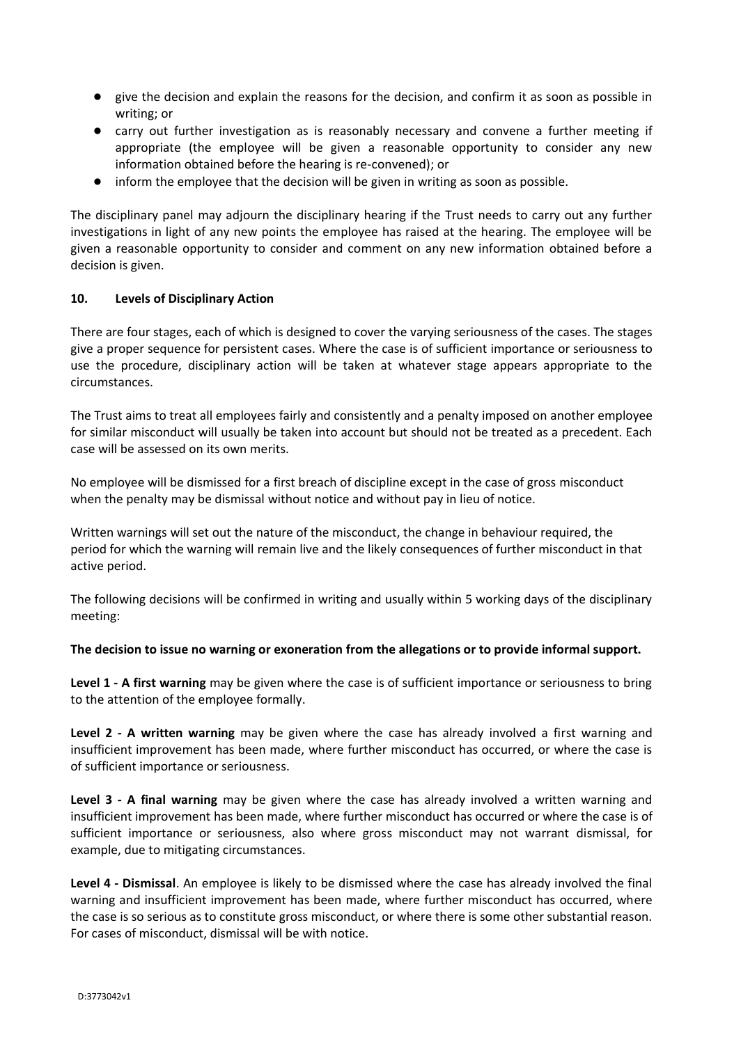- give the decision and explain the reasons for the decision, and confirm it as soon as possible in writing; or
- carry out further investigation as is reasonably necessary and convene a further meeting if appropriate (the employee will be given a reasonable opportunity to consider any new information obtained before the hearing is re-convened); or
- inform the employee that the decision will be given in writing as soon as possible.

The disciplinary panel may adjourn the disciplinary hearing if the Trust needs to carry out any further investigations in light of any new points the employee has raised at the hearing. The employee will be given a reasonable opportunity to consider and comment on any new information obtained before a decision is given.

## 10. Levels of Disciplinary Action

There are four stages, each of which is designed to cover the varying seriousness of the cases. The stages give a proper sequence for persistent cases. Where the case is of sufficient importance or seriousness to use the procedure, disciplinary action will be taken at whatever stage appears appropriate to the circumstances.

The Trust aims to treat all employees fairly and consistently and a penalty imposed on another employee for similar misconduct will usually be taken into account but should not be treated as a precedent. Each case will be assessed on its own merits.

No employee will be dismissed for a first breach of discipline except in the case of gross misconduct when the penalty may be dismissal without notice and without pay in lieu of notice.

Written warnings will set out the nature of the misconduct, the change in behaviour required, the period for which the warning will remain live and the likely consequences of further misconduct in that active period.

The following decisions will be confirmed in writing and usually within 5 working days of the disciplinary meeting:

**The decision to issue no warning or exoneration from the allegations or to provide informal support.**

**Level 1 - A first warning** may be given where the case is of sufficient importance or seriousness to bring to the attention of the employee formally.

**Level 2 - A written warning** may be given where the case has already involved a first warning and insufficient improvement has been made, where further misconduct has occurred, or where the case is of sufficient importance or seriousness.

**Level 3 - A final warning** may be given where the case has already involved a written warning and insufficient improvement has been made, where further misconduct has occurred or where the case is of sufficient importance or seriousness, also where gross misconduct may not warrant dismissal, for example, due to mitigating circumstances.

**Level 4 - Dismissal**. An employee is likely to be dismissed where the case has already involved the final warning and insufficient improvement has been made, where further misconduct has occurred, where the case is so serious as to constitute gross misconduct, or where there is some other substantial reason. For cases of misconduct, dismissal will be with notice.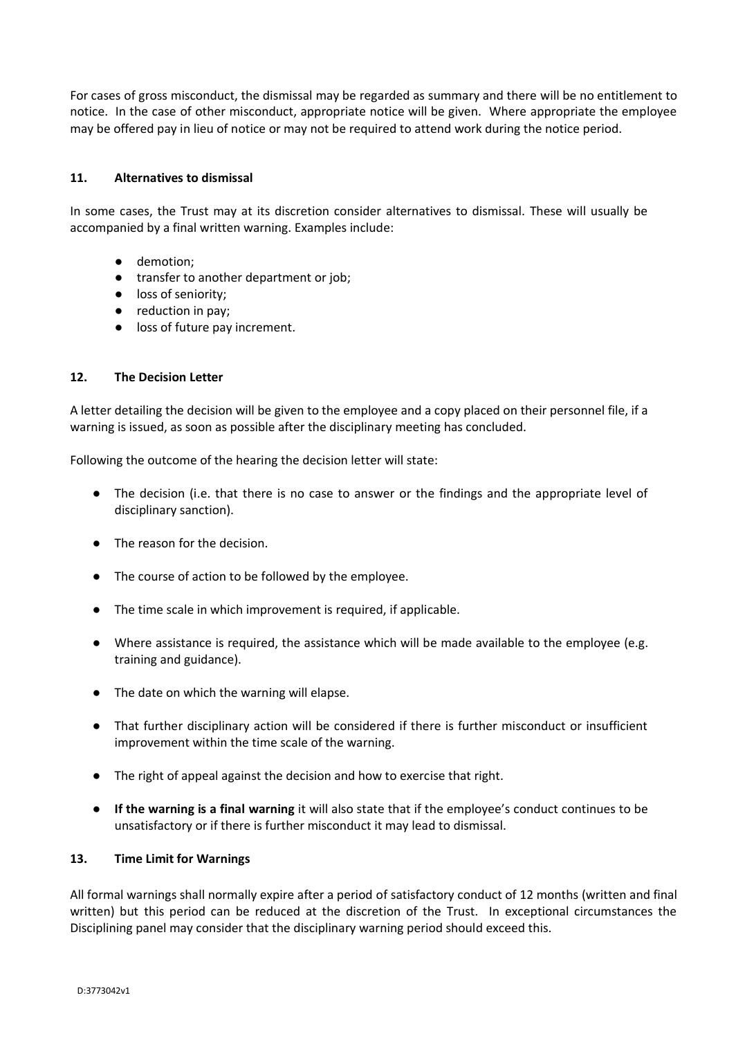For cases of gross misconduct, the dismissal may be regarded as summary and there will be no entitlement to notice. In the case of other misconduct, appropriate notice will be given. Where appropriate the employee may be offered pay in lieu of notice or may not be required to attend work during the notice period.

## 11. Alternatives to dismissal

In some cases, the Trust may at its discretion consider alternatives to dismissal. These will usually be accompanied by a final written warning. Examples include:

- demotion;
- transfer to another department or job;
- loss of seniority;
- reduction in pay;
- loss of future pay increment.

## 12. The Decision Letter

A letter detailing the decision will be given to the employee and a copy placed on their personnel file, if a warning is issued, as soon as possible after the disciplinary meeting has concluded.

Following the outcome of the hearing the decision letter will state:

- The decision (i.e. that there is no case to answer or the findings and the appropriate level of disciplinary sanction).
- The reason for the decision.
- The course of action to be followed by the employee.
- The time scale in which improvement is required, if applicable.
- Where assistance is required, the assistance which will be made available to the employee (e.g. training and guidance).
- The date on which the warning will elapse.
- That further disciplinary action will be considered if there is further misconduct or insufficient improvement within the time scale of the warning.
- The right of appeal against the decision and how to exercise that right.
- **If the warning is a final warning** it will also state that if the employee's conduct continues to be unsatisfactory or if there is further misconduct it may lead to dismissal.

## 13. Time Limit for Warnings

All formal warnings shall normally expire after a period of satisfactory conduct of 12 months (written and final written) but this period can be reduced at the discretion of the Trust. In exceptional circumstances the Disciplining panel may consider that the disciplinary warning period should exceed this.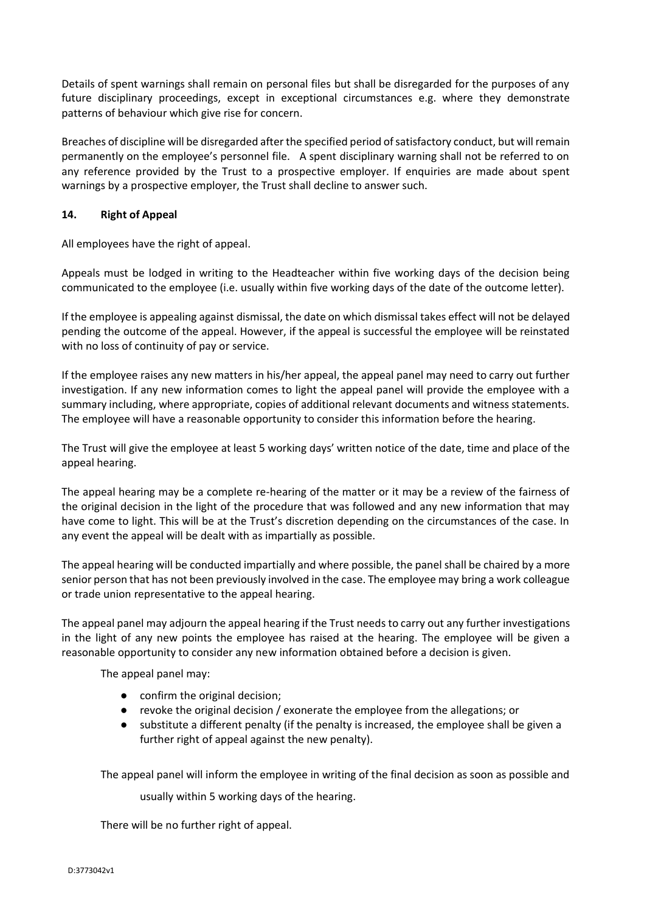Details of spent warnings shall remain on personal files but shall be disregarded for the purposes of any future disciplinary proceedings, except in exceptional circumstances e.g. where they demonstrate patterns of behaviour which give rise for concern.

Breaches of discipline will be disregarded after the specified period of satisfactory conduct, but will remain permanently on the employee's personnel file. A spent disciplinary warning shall not be referred to on any reference provided by the Trust to a prospective employer. If enquiries are made about spent warnings by a prospective employer, the Trust shall decline to answer such.

## 14. Right of Appeal

All employees have the right of appeal.

Appeals must be lodged in writing to the Headteacher within five working days of the decision being communicated to the employee (i.e. usually within five working days of the date of the outcome letter).

If the employee is appealing against dismissal, the date on which dismissal takes effect will not be delayed pending the outcome of the appeal. However, if the appeal is successful the employee will be reinstated with no loss of continuity of pay or service.

If the employee raises any new matters in his/her appeal, the appeal panel may need to carry out further investigation. If any new information comes to light the appeal panel will provide the employee with a summary including, where appropriate, copies of additional relevant documents and witness statements. The employee will have a reasonable opportunity to consider this information before the hearing.

The Trust will give the employee at least 5 working days' written notice of the date, time and place of the appeal hearing.

The appeal hearing may be a complete re-hearing of the matter or it may be a review of the fairness of the original decision in the light of the procedure that was followed and any new information that may have come to light. This will be at the Trust's discretion depending on the circumstances of the case. In any event the appeal will be dealt with as impartially as possible.

The appeal hearing will be conducted impartially and where possible, the panel shall be chaired by a more senior person that has not been previously involved in the case. The employee may bring a work colleague or trade union representative to the appeal hearing.

The appeal panel may adjourn the appeal hearing if the Trust needs to carry out any further investigations in the light of any new points the employee has raised at the hearing. The employee will be given a reasonable opportunity to consider any new information obtained before a decision is given.

The appeal panel may:

- confirm the original decision;
- revoke the original decision / exonerate the employee from the allegations; or
- substitute a different penalty (if the penalty is increased, the employee shall be given a further right of appeal against the new penalty).

The appeal panel will inform the employee in writing of the final decision as soon as possible and usually within 5 working days of the hearing.

There will be no further right of appeal.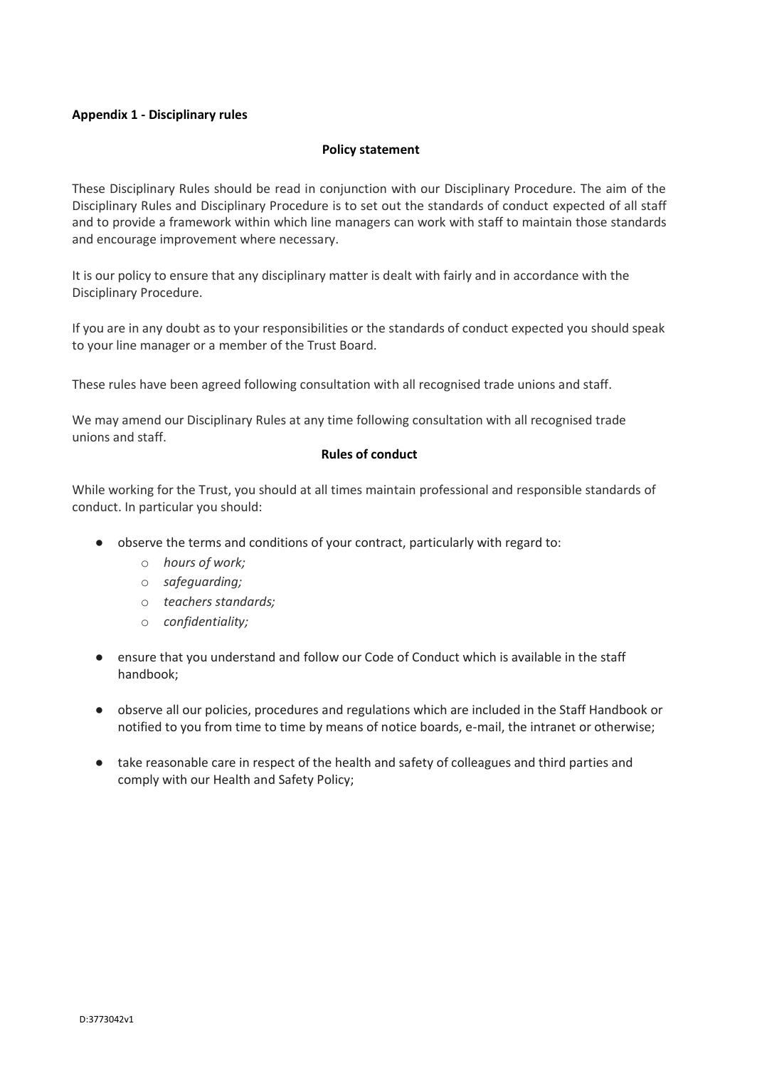**Appendix 1 - Disciplinary rules**

**Policy statement**

These Disciplinary Rules should be read in conjunction with our Disciplinary Procedure. The aim of the Disciplinary Rules and Disciplinary Procedure is to set out the standards of conduct expected of all staff and to provide a framework within which line managers can work with staff to maintain those standards and encourage improvement where necessary.

It is our policy to ensure that any disciplinary matter is dealt with fairly and in accordance with the Disciplinary Procedure.

If you are in any doubt as to your responsibilities or the standards of conduct expected you should speak to your line manager or a member of the Trust Board.

These rules have been agreed following consultation with all recognised trade unions and staff.

We may amend our Disciplinary Rules at any time following consultation with all recognised trade unions and staff.

**Rules of conduct**

While working for the Trust, you should at all times maintain professional and responsible standards of conduct. In particular you should:

- observe the terms and conditions of your contract, particularly with regard to:
  - *hours of work;*
  - *safeguarding;*
  - *teachers standards;*
  - *confidentiality;*
- ensure that you understand and follow our Code of Conduct which is available in the staff handbook;
- observe all our policies, procedures and regulations which are included in the Staff Handbook or notified to you from time to time by means of notice boards, e-mail, the intranet or otherwise;
- take reasonable care in respect of the health and safety of colleagues and third parties and comply with our Health and Safety Policy;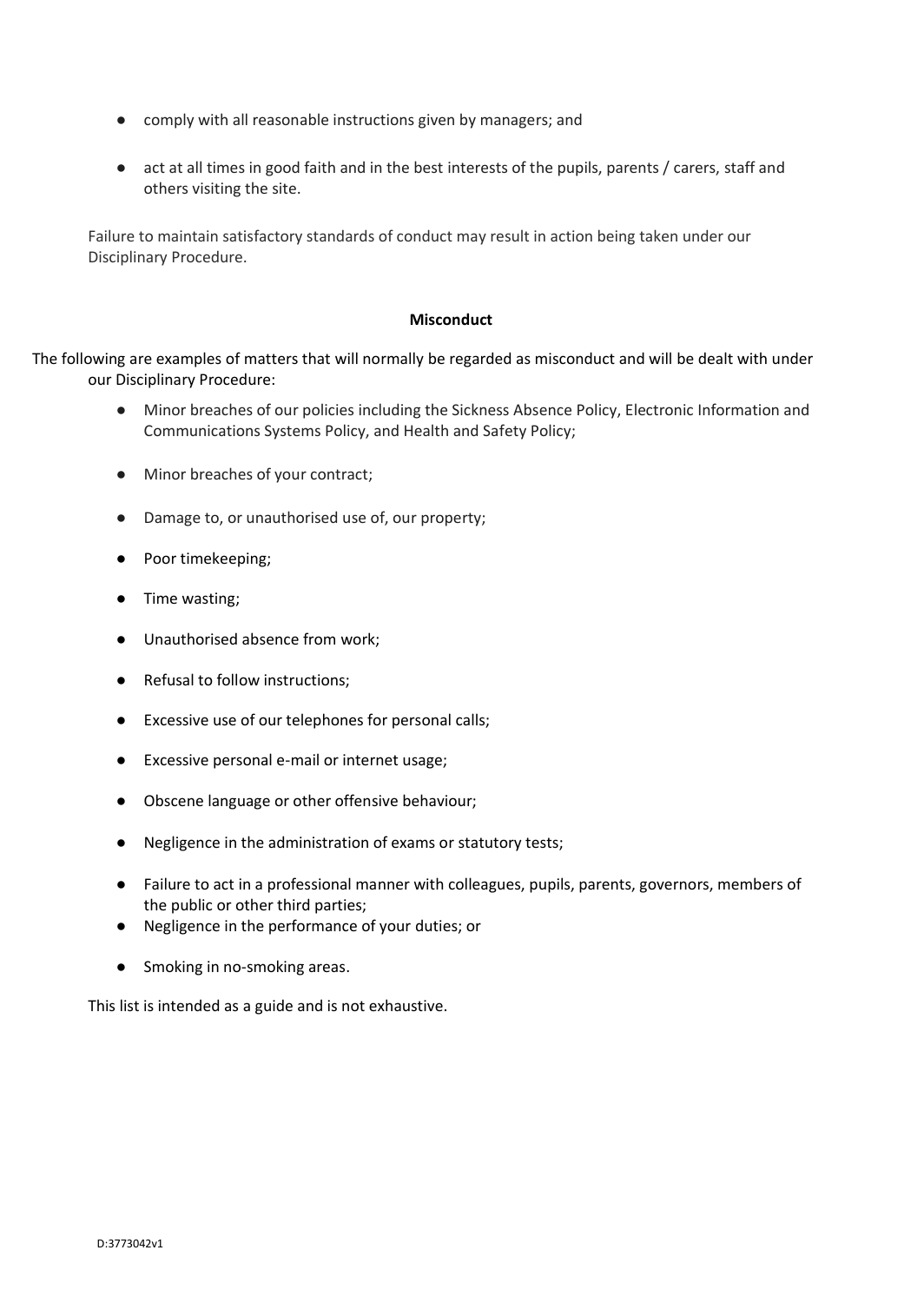- comply with all reasonable instructions given by managers; and
- act at all times in good faith and in the best interests of the pupils, parents / carers, staff and others visiting the site.

Failure to maintain satisfactory standards of conduct may result in action being taken under our Disciplinary Procedure.

**Misconduct**

The following are examples of matters that will normally be regarded as misconduct and will be dealt with under our Disciplinary Procedure:

- Minor breaches of our policies including the Sickness Absence Policy, Electronic Information and Communications Systems Policy, and Health and Safety Policy;
- Minor breaches of your contract;
- Damage to, or unauthorised use of, our property;
- Poor timekeeping;
- Time wasting;
- Unauthorised absence from work;
- Refusal to follow instructions;
- Excessive use of our telephones for personal calls;
- Excessive personal e-mail or internet usage;
- Obscene language or other offensive behaviour;
- Negligence in the administration of exams or statutory tests;
- Failure to act in a professional manner with colleagues, pupils, parents, governors, members of the public or other third parties;
- Negligence in the performance of your duties; or
- Smoking in no-smoking areas.

This list is intended as a guide and is not exhaustive.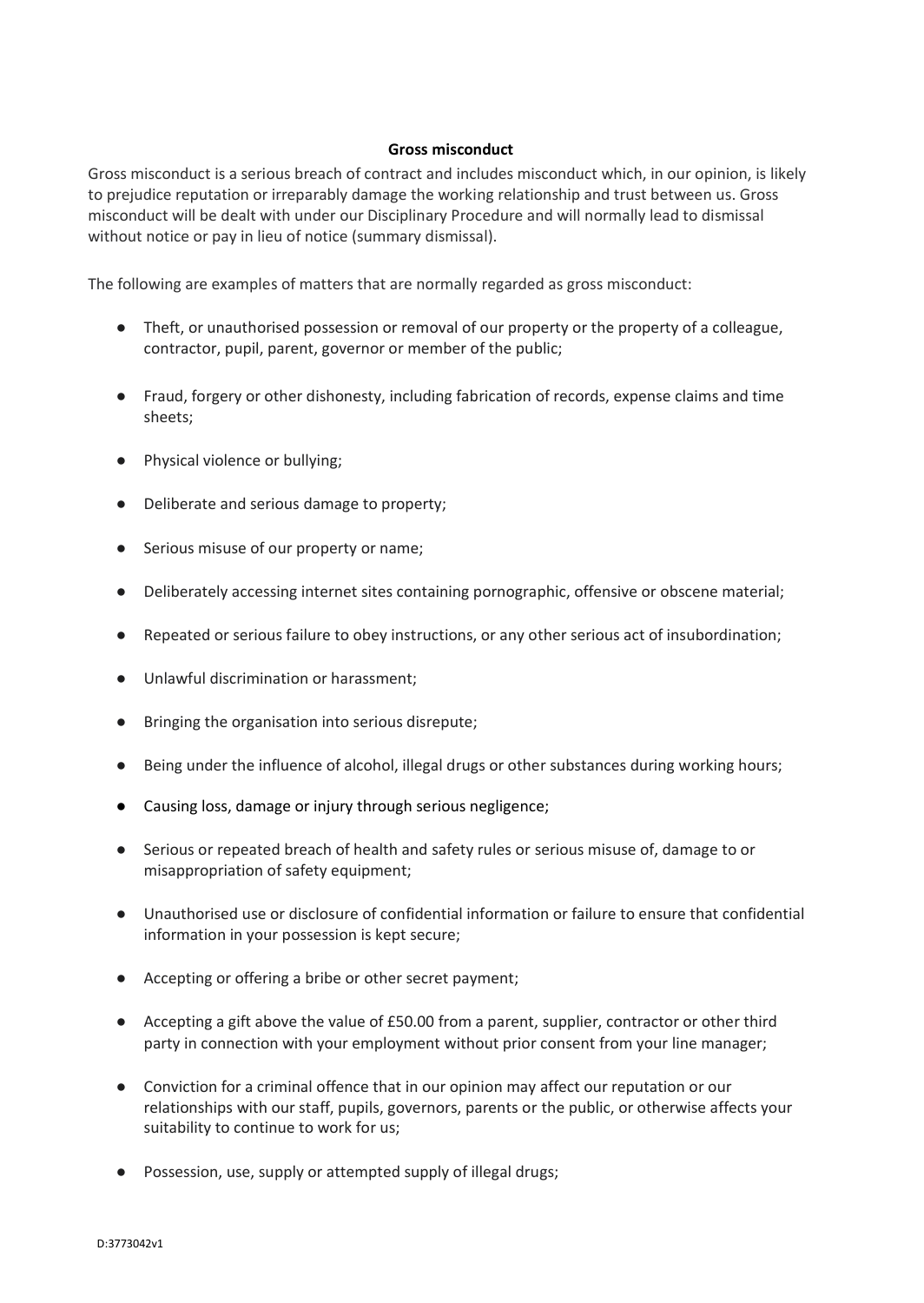**Gross misconduct**

Gross misconduct is a serious breach of contract and includes misconduct which, in our opinion, is likely to prejudice reputation or irreparably damage the working relationship and trust between us. Gross misconduct will be dealt with under our Disciplinary Procedure and will normally lead to dismissal without notice or pay in lieu of notice (summary dismissal).

The following are examples of matters that are normally regarded as gross misconduct:

- Theft, or unauthorised possession or removal of our property or the property of a colleague, contractor, pupil, parent, governor or member of the public;
- Fraud, forgery or other dishonesty, including fabrication of records, expense claims and time sheets;
- Physical violence or bullying;
- Deliberate and serious damage to property;
- Serious misuse of our property or name;
- Deliberately accessing internet sites containing pornographic, offensive or obscene material;
- Repeated or serious failure to obey instructions, or any other serious act of insubordination;
- Unlawful discrimination or harassment;
- Bringing the organisation into serious disrepute;
- Being under the influence of alcohol, illegal drugs or other substances during working hours;
- Causing loss, damage or injury through serious negligence;
- Serious or repeated breach of health and safety rules or serious misuse of, damage to or misappropriation of safety equipment;
- Unauthorised use or disclosure of confidential information or failure to ensure that confidential information in your possession is kept secure;
- Accepting or offering a bribe or other secret payment;
- Accepting a gift above the value of £50.00 from a parent, supplier, contractor or other third party in connection with your employment without prior consent from your line manager;
- Conviction for a criminal offence that in our opinion may affect our reputation or our relationships with our staff, pupils, governors, parents or the public, or otherwise affects your suitability to continue to work for us;
- Possession, use, supply or attempted supply of illegal drugs;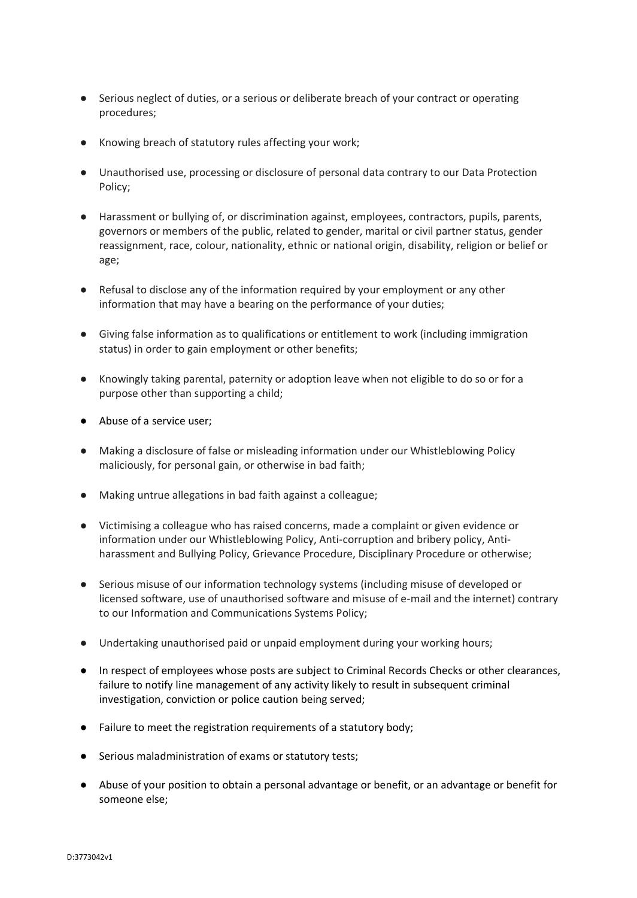- Serious neglect of duties, or a serious or deliberate breach of your contract or operating procedures;
- Knowing breach of statutory rules affecting your work;
- Unauthorised use, processing or disclosure of personal data contrary to our Data Protection Policy;
- Harassment or bullying of, or discrimination against, employees, contractors, pupils, parents, governors or members of the public, related to gender, marital or civil partner status, gender reassignment, race, colour, nationality, ethnic or national origin, disability, religion or belief or age;
- Refusal to disclose any of the information required by your employment or any other information that may have a bearing on the performance of your duties;
- Giving false information as to qualifications or entitlement to work (including immigration status) in order to gain employment or other benefits;
- Knowingly taking parental, paternity or adoption leave when not eligible to do so or for a purpose other than supporting a child;
- Abuse of a service user;
- Making a disclosure of false or misleading information under our Whistleblowing Policy maliciously, for personal gain, or otherwise in bad faith;
- Making untrue allegations in bad faith against a colleague;
- Victimising a colleague who has raised concerns, made a complaint or given evidence or information under our Whistleblowing Policy, Anti-corruption and bribery policy, Anti-harassment and Bullying Policy, Grievance Procedure, Disciplinary Procedure or otherwise;
- Serious misuse of our information technology systems (including misuse of developed or licensed software, use of unauthorised software and misuse of e-mail and the internet) contrary to our Information and Communications Systems Policy;
- Undertaking unauthorised paid or unpaid employment during your working hours;
- In respect of employees whose posts are subject to Criminal Records Checks or other clearances, failure to notify line management of any activity likely to result in subsequent criminal investigation, conviction or police caution being served;
- Failure to meet the registration requirements of a statutory body;
- Serious maladministration of exams or statutory tests;
- Abuse of your position to obtain a personal advantage or benefit, or an advantage or benefit for someone else;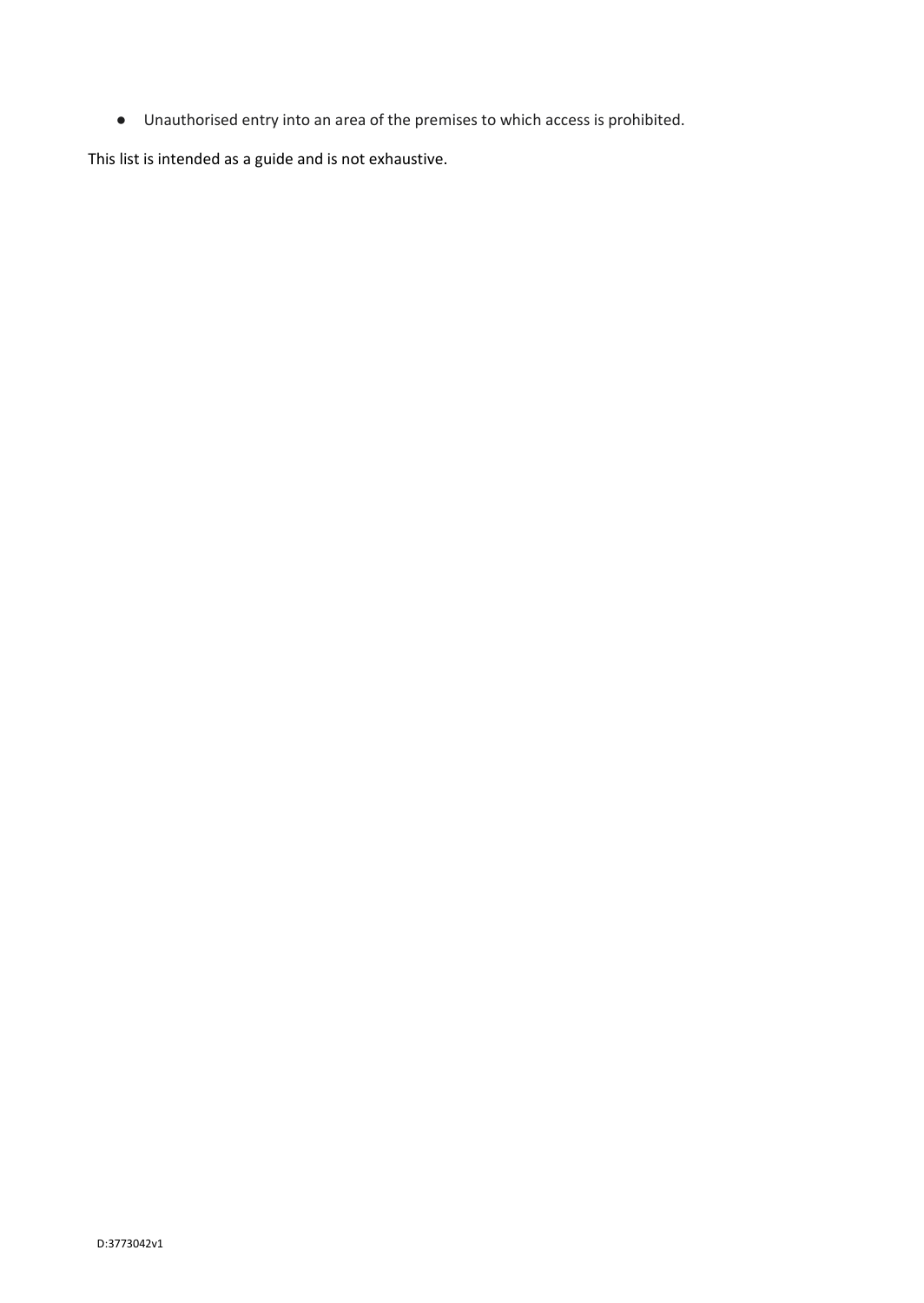- Unauthorised entry into an area of the premises to which access is prohibited.

This list is intended as a guide and is not exhaustive.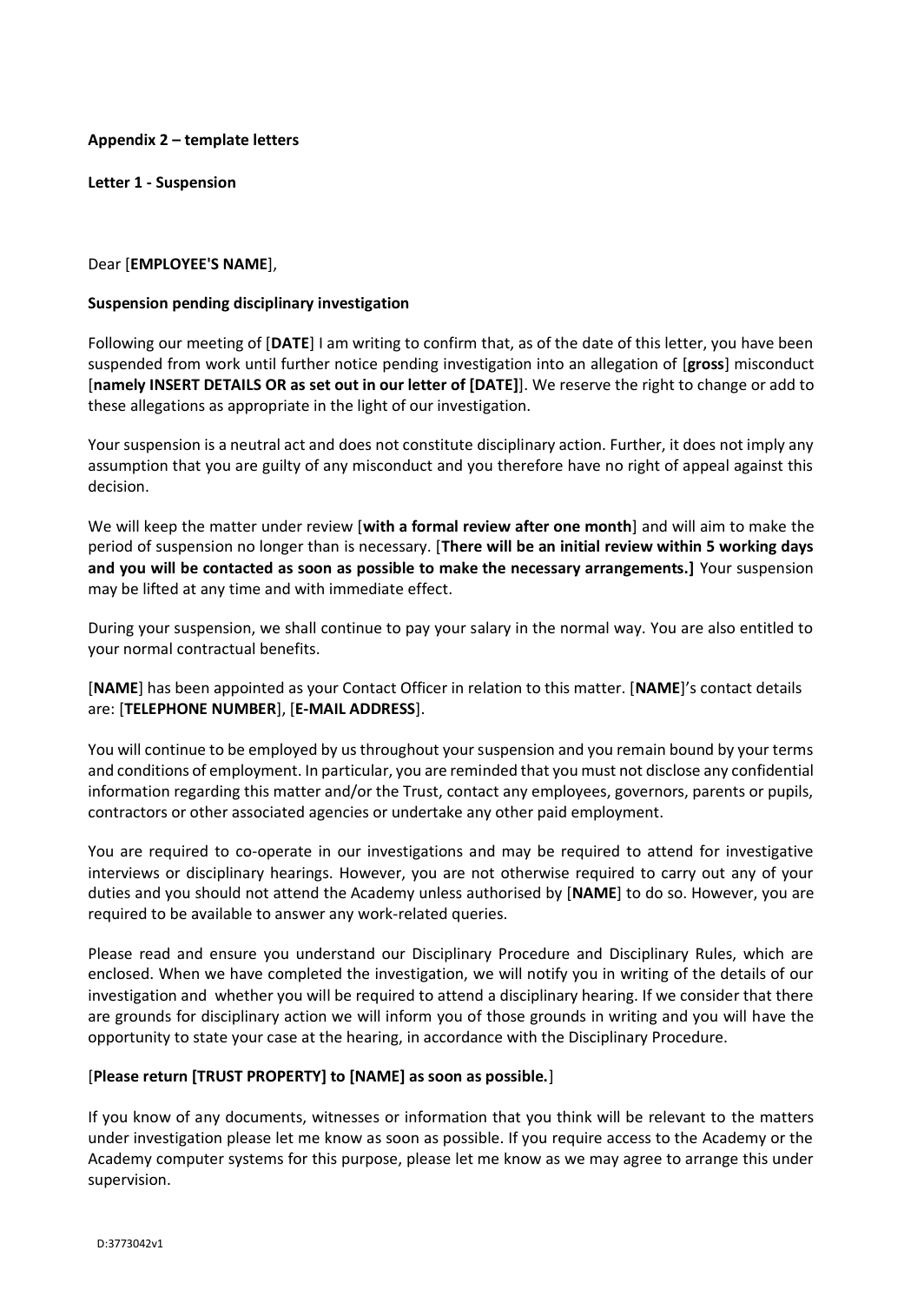**Appendix 2 – template letters**

**Letter 1 - Suspension**

Dear [**EMPLOYEE'S NAME**],

**Suspension pending disciplinary investigation**

Following our meeting of [**DATE**] I am writing to confirm that, as of the date of this letter, you have been suspended from work until further notice pending investigation into an allegation of [**gross**] misconduct [**namely INSERT DETAILS OR as set out in our letter of [DATE]**]. We reserve the right to change or add to these allegations as appropriate in the light of our investigation.

Your suspension is a neutral act and does not constitute disciplinary action. Further, it does not imply any assumption that you are guilty of any misconduct and you therefore have no right of appeal against this decision.

We will keep the matter under review [**with a formal review after one month**] and will aim to make the period of suspension no longer than is necessary. [**There will be an initial review within 5 working days and you will be contacted as soon as possible to make the necessary arrangements.]** Your suspension may be lifted at any time and with immediate effect.

During your suspension, we shall continue to pay your salary in the normal way. You are also entitled to your normal contractual benefits.

[**NAME**] has been appointed as your Contact Officer in relation to this matter. [**NAME**]'s contact details are: [**TELEPHONE NUMBER**], [**E-MAIL ADDRESS**].

You will continue to be employed by us throughout your suspension and you remain bound by your terms and conditions of employment. In particular, you are reminded that you must not disclose any confidential information regarding this matter and/or the Trust, contact any employees, governors, parents or pupils, contractors or other associated agencies or undertake any other paid employment.

You are required to co-operate in our investigations and may be required to attend for investigative interviews or disciplinary hearings. However, you are not otherwise required to carry out any of your duties and you should not attend the Academy unless authorised by [**NAME**] to do so. However, you are required to be available to answer any work-related queries.

Please read and ensure you understand our Disciplinary Procedure and Disciplinary Rules, which are enclosed. When we have completed the investigation, we will notify you in writing of the details of our investigation and whether you will be required to attend a disciplinary hearing. If we consider that there are grounds for disciplinary action we will inform you of those grounds in writing and you will have the opportunity to state your case at the hearing, in accordance with the Disciplinary Procedure.

[**Please return [TRUST PROPERTY] to [NAME] as soon as possible.**]

If you know of any documents, witnesses or information that you think will be relevant to the matters under investigation please let me know as soon as possible. If you require access to the Academy or the Academy computer systems for this purpose, please let me know as we may agree to arrange this under supervision.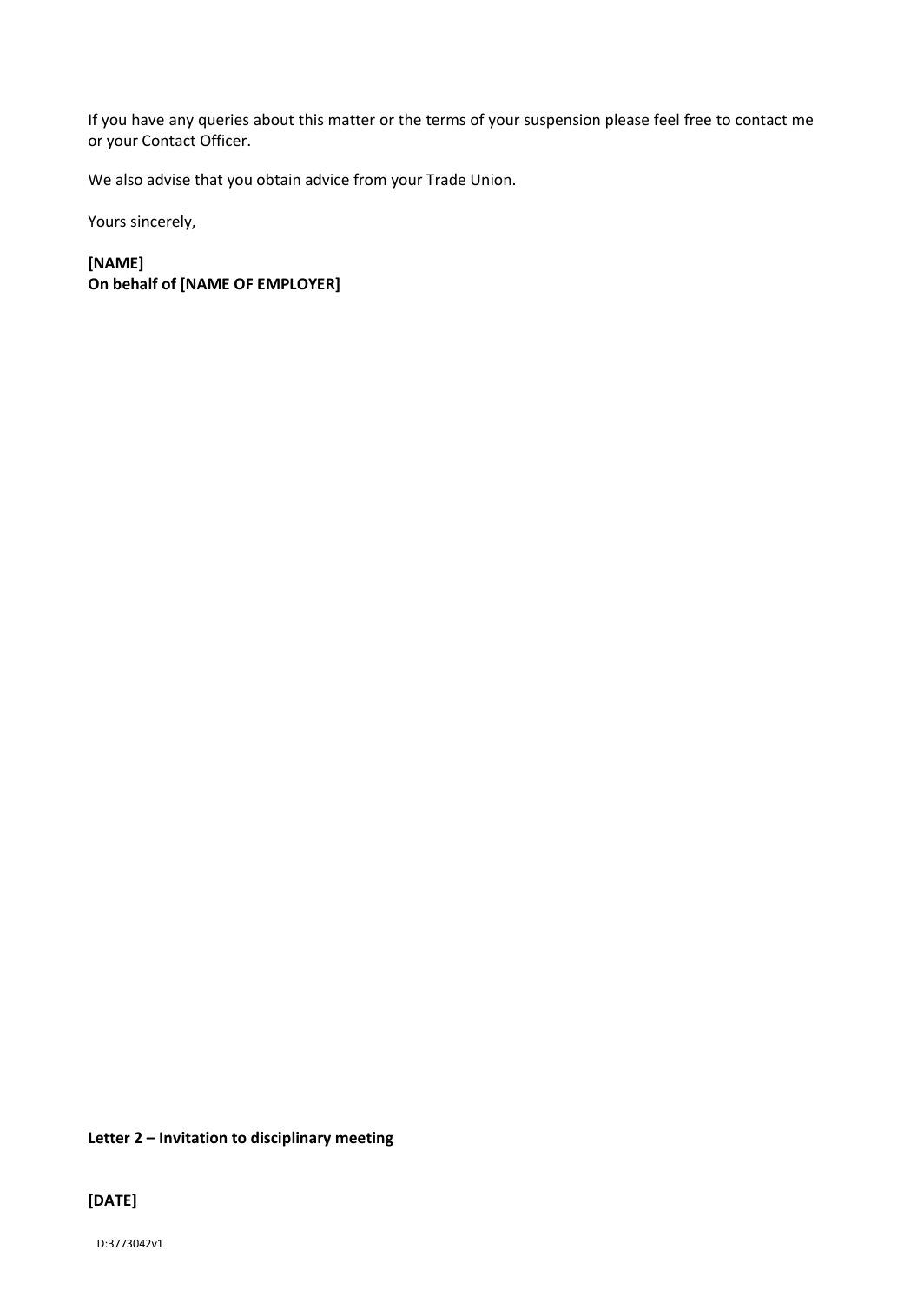If you have any queries about this matter or the terms of your suspension please feel free to contact me or your Contact Officer.

We also advise that you obtain advice from your Trade Union.

Yours sincerely,

**[NAME]**
**On behalf of [NAME OF EMPLOYER]**

**Letter 2 – Invitation to disciplinary meeting**

**[DATE]**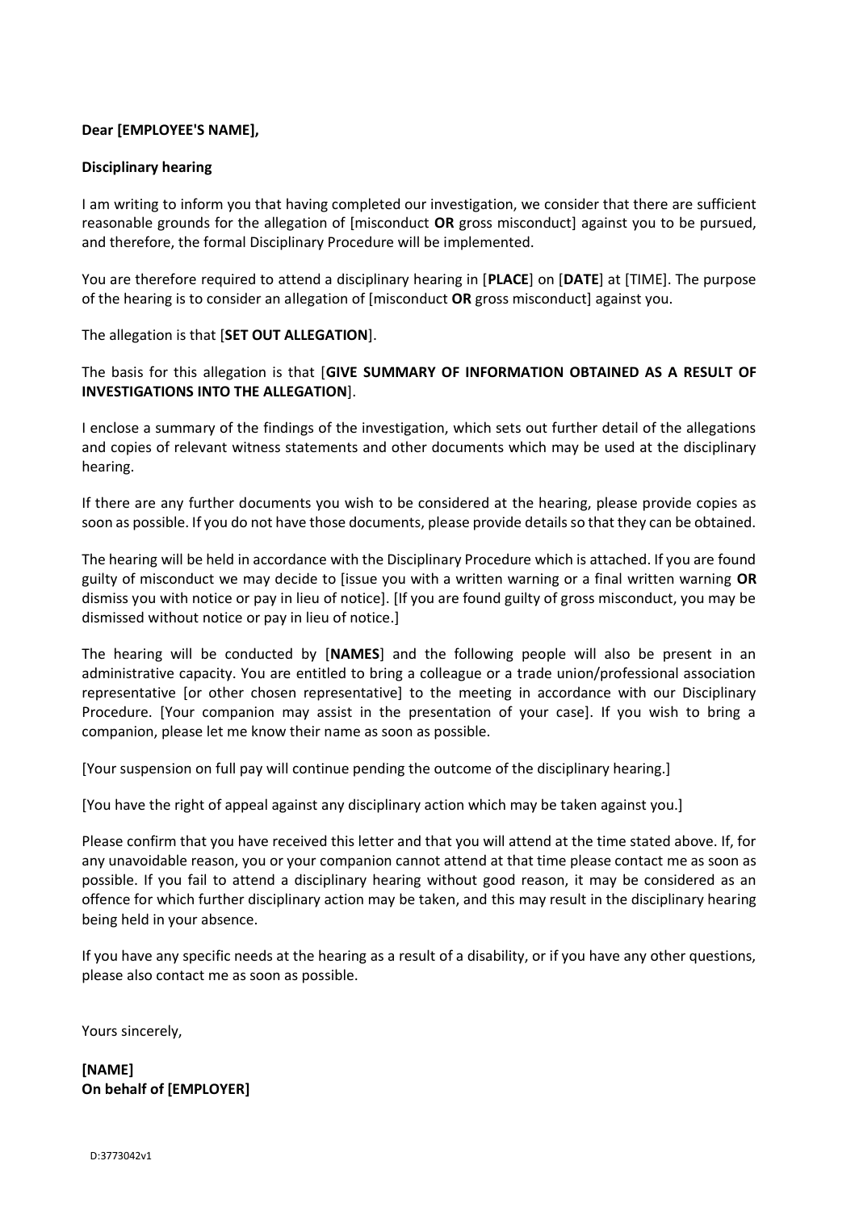**Dear [EMPLOYEE'S NAME],**

**Disciplinary hearing**

I am writing to inform you that having completed our investigation, we consider that there are sufficient reasonable grounds for the allegation of [misconduct **OR** gross misconduct] against you to be pursued, and therefore, the formal Disciplinary Procedure will be implemented.

You are therefore required to attend a disciplinary hearing in [**PLACE**] on [**DATE**] at [TIME]. The purpose of the hearing is to consider an allegation of [misconduct **OR** gross misconduct] against you.

The allegation is that [**SET OUT ALLEGATION**].

The basis for this allegation is that [**GIVE SUMMARY OF INFORMATION OBTAINED AS A RESULT OF INVESTIGATIONS INTO THE ALLEGATION**].

I enclose a summary of the findings of the investigation, which sets out further detail of the allegations and copies of relevant witness statements and other documents which may be used at the disciplinary hearing.

If there are any further documents you wish to be considered at the hearing, please provide copies as soon as possible. If you do not have those documents, please provide details so that they can be obtained.

The hearing will be held in accordance with the Disciplinary Procedure which is attached. If you are found guilty of misconduct we may decide to [issue you with a written warning or a final written warning **OR** dismiss you with notice or pay in lieu of notice]. [If you are found guilty of gross misconduct, you may be dismissed without notice or pay in lieu of notice.]

The hearing will be conducted by [**NAMES**] and the following people will also be present in an administrative capacity. You are entitled to bring a colleague or a trade union/professional association representative [or other chosen representative] to the meeting in accordance with our Disciplinary Procedure. [Your companion may assist in the presentation of your case]. If you wish to bring a companion, please let me know their name as soon as possible.

[Your suspension on full pay will continue pending the outcome of the disciplinary hearing.]

[You have the right of appeal against any disciplinary action which may be taken against you.]

Please confirm that you have received this letter and that you will attend at the time stated above. If, for any unavoidable reason, you or your companion cannot attend at that time please contact me as soon as possible. If you fail to attend a disciplinary hearing without good reason, it may be considered as an offence for which further disciplinary action may be taken, and this may result in the disciplinary hearing being held in your absence.

If you have any specific needs at the hearing as a result of a disability, or if you have any other questions, please also contact me as soon as possible.

Yours sincerely,

**[NAME]**
**On behalf of [EMPLOYER]**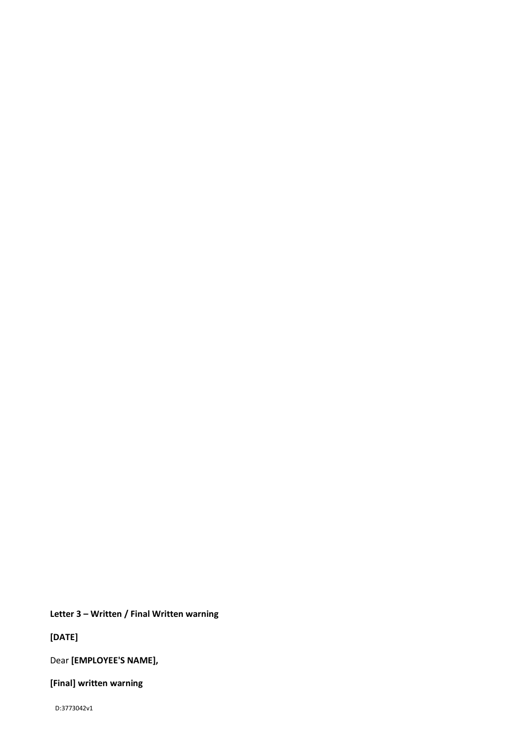**Letter 3 – Written / Final Written warning**

**[DATE]**

Dear **[EMPLOYEE'S NAME],**

**[Final] written warning**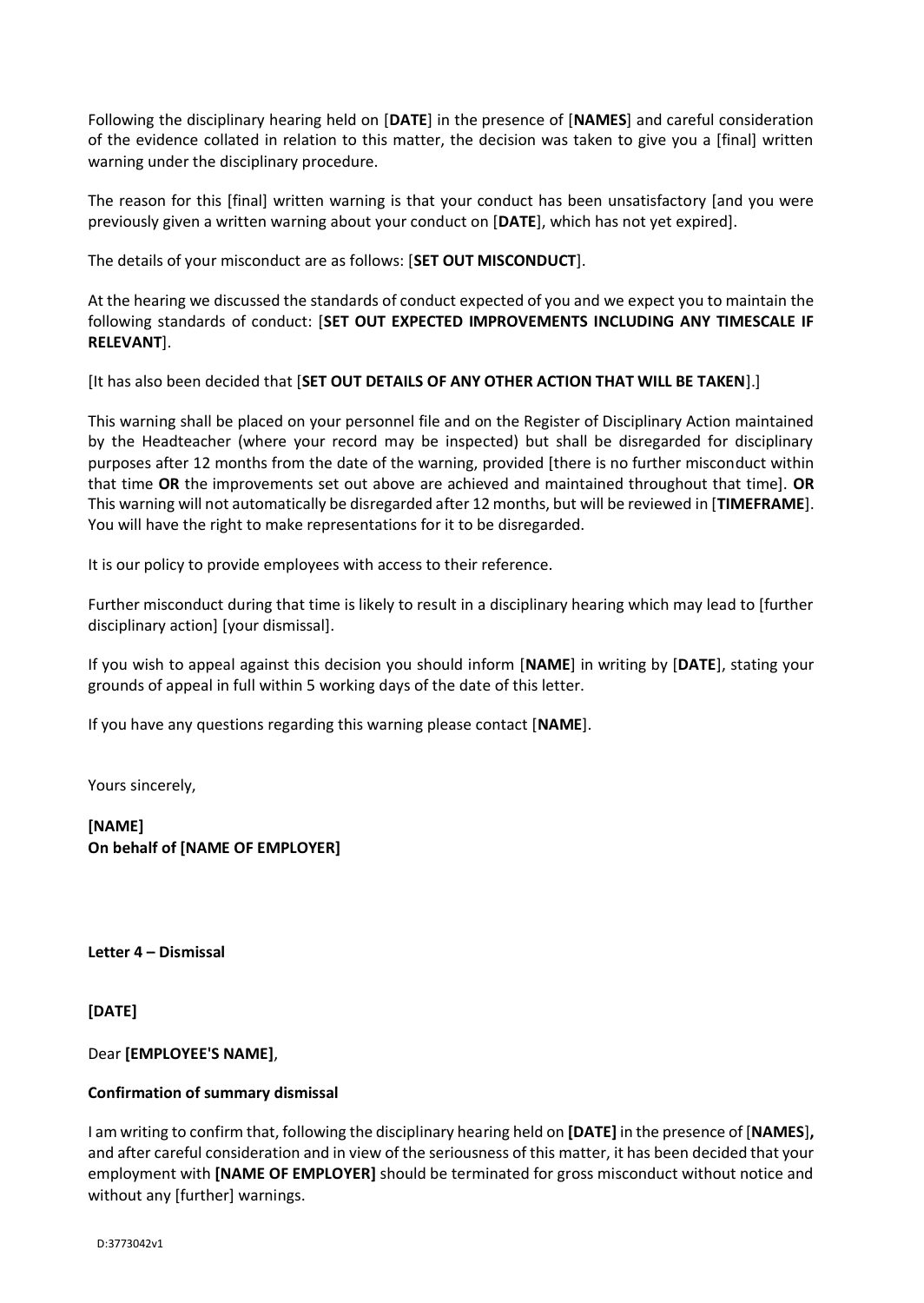Following the disciplinary hearing held on [**DATE**] in the presence of [**NAMES**] and careful consideration of the evidence collated in relation to this matter, the decision was taken to give you a [final] written warning under the disciplinary procedure.

The reason for this [final] written warning is that your conduct has been unsatisfactory [and you were previously given a written warning about your conduct on [**DATE**], which has not yet expired].

The details of your misconduct are as follows: [**SET OUT MISCONDUCT**].

At the hearing we discussed the standards of conduct expected of you and we expect you to maintain the following standards of conduct: [**SET OUT EXPECTED IMPROVEMENTS INCLUDING ANY TIMESCALE IF RELEVANT**].

[It has also been decided that [**SET OUT DETAILS OF ANY OTHER ACTION THAT WILL BE TAKEN**].]

This warning shall be placed on your personnel file and on the Register of Disciplinary Action maintained by the Headteacher (where your record may be inspected) but shall be disregarded for disciplinary purposes after 12 months from the date of the warning, provided [there is no further misconduct within that time **OR** the improvements set out above are achieved and maintained throughout that time]. **OR** This warning will not automatically be disregarded after 12 months, but will be reviewed in [**TIMEFRAME**]. You will have the right to make representations for it to be disregarded.

It is our policy to provide employees with access to their reference.

Further misconduct during that time is likely to result in a disciplinary hearing which may lead to [further disciplinary action] [your dismissal].

If you wish to appeal against this decision you should inform [**NAME**] in writing by [**DATE**], stating your grounds of appeal in full within 5 working days of the date of this letter.

If you have any questions regarding this warning please contact [**NAME**].

Yours sincerely,

**[NAME]**
**On behalf of [NAME OF EMPLOYER]**

**Letter 4 – Dismissal**

**[DATE]**

Dear **[EMPLOYEE'S NAME]**,

**Confirmation of summary dismissal**

I am writing to confirm that, following the disciplinary hearing held on **[DATE]** in the presence of [**NAMES**]**,** and after careful consideration and in view of the seriousness of this matter, it has been decided that your employment with **[NAME OF EMPLOYER]** should be terminated for gross misconduct without notice and without any [further] warnings.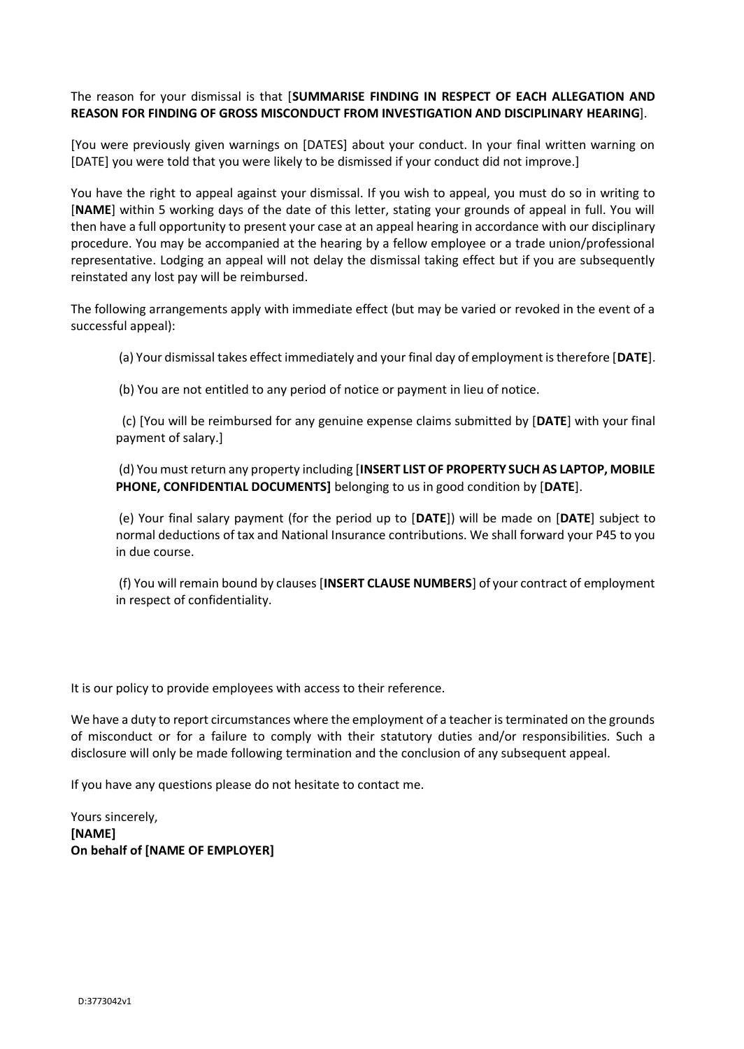The reason for your dismissal is that [**SUMMARISE FINDING IN RESPECT OF EACH ALLEGATION AND REASON FOR FINDING OF GROSS MISCONDUCT FROM INVESTIGATION AND DISCIPLINARY HEARING**].

[You were previously given warnings on [DATES] about your conduct. In your final written warning on [DATE] you were told that you were likely to be dismissed if your conduct did not improve.]

You have the right to appeal against your dismissal. If you wish to appeal, you must do so in writing to [**NAME**] within 5 working days of the date of this letter, stating your grounds of appeal in full. You will then have a full opportunity to present your case at an appeal hearing in accordance with our disciplinary procedure. You may be accompanied at the hearing by a fellow employee or a trade union/professional representative. Lodging an appeal will not delay the dismissal taking effect but if you are subsequently reinstated any lost pay will be reimbursed.

The following arrangements apply with immediate effect (but may be varied or revoked in the event of a successful appeal):

(a) Your dismissal takes effect immediately and your final day of employment is therefore [**DATE**].

(b) You are not entitled to any period of notice or payment in lieu of notice.

(c) [You will be reimbursed for any genuine expense claims submitted by [**DATE**] with your final payment of salary.]

(d) You must return any property including [**INSERT LIST OF PROPERTY SUCH AS LAPTOP, MOBILE PHONE, CONFIDENTIAL DOCUMENTS]** belonging to us in good condition by [**DATE**].

(e) Your final salary payment (for the period up to [**DATE**]) will be made on [**DATE**] subject to normal deductions of tax and National Insurance contributions. We shall forward your P45 to you in due course.

(f) You will remain bound by clauses [**INSERT CLAUSE NUMBERS**] of your contract of employment in respect of confidentiality.

It is our policy to provide employees with access to their reference.

We have a duty to report circumstances where the employment of a teacher is terminated on the grounds of misconduct or for a failure to comply with their statutory duties and/or responsibilities. Such a disclosure will only be made following termination and the conclusion of any subsequent appeal.

If you have any questions please do not hesitate to contact me.

Yours sincerely,
**[NAME]**
**On behalf of [NAME OF EMPLOYER]**

D:3773042v1